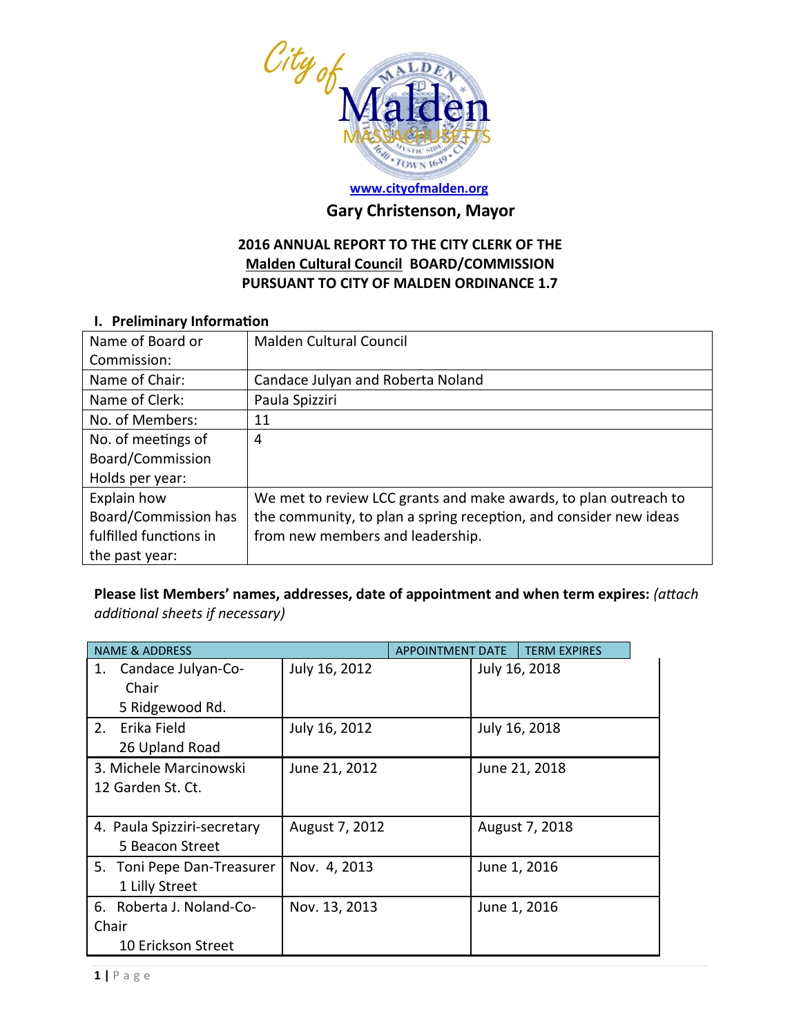City of Malden Massachusetts

www.cityofmalden.org

**Gary Christenson, Mayor**

**2016 ANNUAL REPORT TO THE CITY CLERK OF THE**
**Malden Cultural Council BOARD/COMMISSION**
**PURSUANT TO CITY OF MALDEN ORDINANCE 1.7**

## I. Preliminary Information

| | |
|---|---|
| Name of Board or Commission: | Malden Cultural Council |
| Name of Chair: | Candace Julyan and Roberta Noland |
| Name of Clerk: | Paula Spizziri |
| No. of Members: | 11 |
| No. of meetings of Board/Commission Holds per year: | 4 |
| Explain how Board/Commission has fulfilled functions in the past year: | We met to review LCC grants and make awards, to plan outreach to the community, to plan a spring reception, and consider new ideas from new members and leadership. |

**Please list Members' names, addresses, date of appointment and when term expires:** *(attach additional sheets if necessary)*

| NAME & ADDRESS | APPOINTMENT DATE | TERM EXPIRES |
|---|---|---|
| 1. Candace Julyan-Co-Chair<br>5 Ridgewood Rd. | July 16, 2012 | July 16, 2018 |
| 2. Erika Field<br>26 Upland Road | July 16, 2012 | July 16, 2018 |
| 3. Michele Marcinowski<br>12 Garden St. Ct. | June 21, 2012 | June 21, 2018 |
| 4. Paula Spizziri-secretary<br>5 Beacon Street | August 7, 2012 | August 7, 2018 |
| 5. Toni Pepe Dan-Treasurer<br>1 Lilly Street | Nov. 4, 2013 | June 1, 2016 |
| 6. Roberta J. Noland-Co-Chair<br>10 Erickson Street | Nov. 13, 2013 | June 1, 2016 |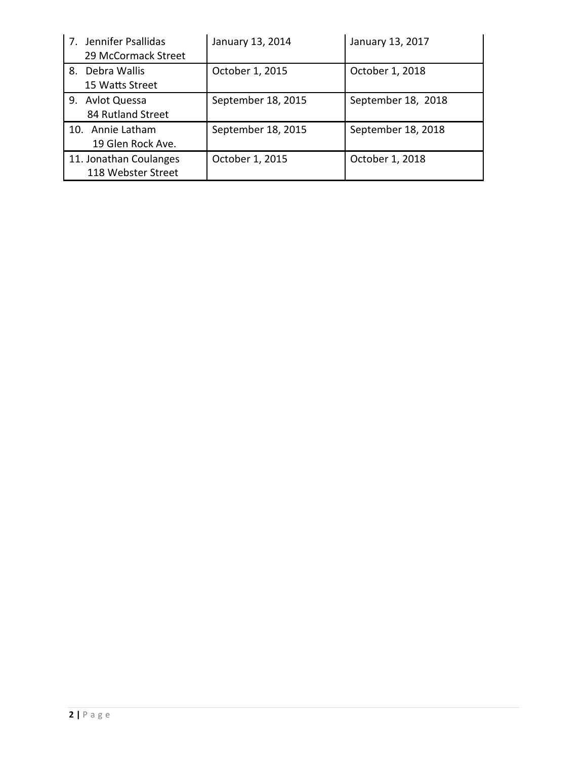| | | |
|---|---|---|
| 7. Jennifer Psallidas 29 McCormack Street | January 13, 2014 | January 13, 2017 |
| 8. Debra Wallis 15 Watts Street | October 1, 2015 | October 1, 2018 |
| 9. Avlot Quessa 84 Rutland Street | September 18, 2015 | September 18, 2018 |
| 10. Annie Latham 19 Glen Rock Ave. | September 18, 2015 | September 18, 2018 |
| 11. Jonathan Coulanges 118 Webster Street | October 1, 2015 | October 1, 2018 |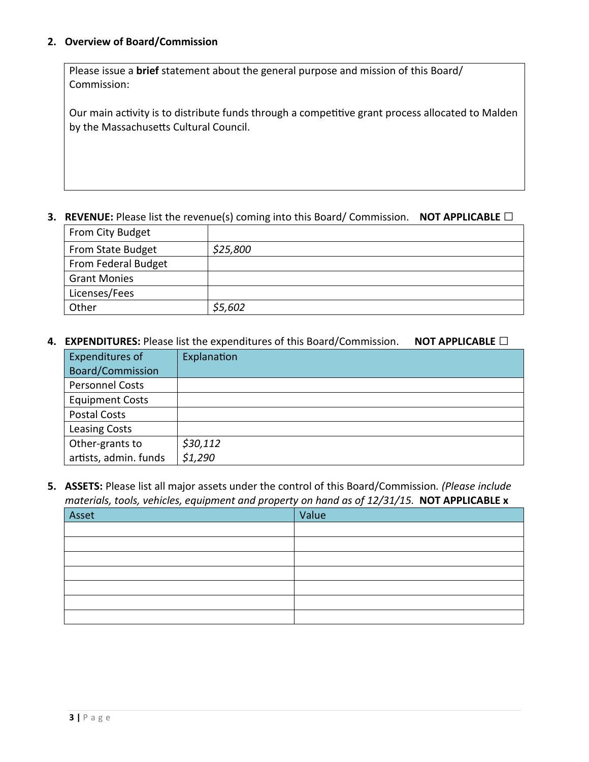**2. Overview of Board/Commission**

Please issue a **brief** statement about the general purpose and mission of this Board/ Commission:

Our main activity is to distribute funds through a competitive grant process allocated to Malden by the Massachusetts Cultural Council.

**3. REVENUE:** Please list the revenue(s) coming into this Board/ Commission. **NOT APPLICABLE ☐**

| | |
|---|---|
| From City Budget | |
| From State Budget | *$25,800* |
| From Federal Budget | |
| Grant Monies | |
| Licenses/Fees | |
| Other | *$5,602* |

**4. EXPENDITURES:** Please list the expenditures of this Board/Commission. **NOT APPLICABLE ☐**

| Expenditures of Board/Commission | Explanation |
|---|---|
| Personnel Costs | |
| Equipment Costs | |
| Postal Costs | |
| Leasing Costs | |
| Other-grants to artists, admin. funds | *$30,112* *$1,290* |

**5. ASSETS:** Please list all major assets under the control of this Board/Commission. *(Please include materials, tools, vehicles, equipment and property on hand as of 12/31/15.* **NOT APPLICABLE x**

| Asset | Value |
|---|---|
| | |
| | |
| | |
| | |
| | |
| | |
| | |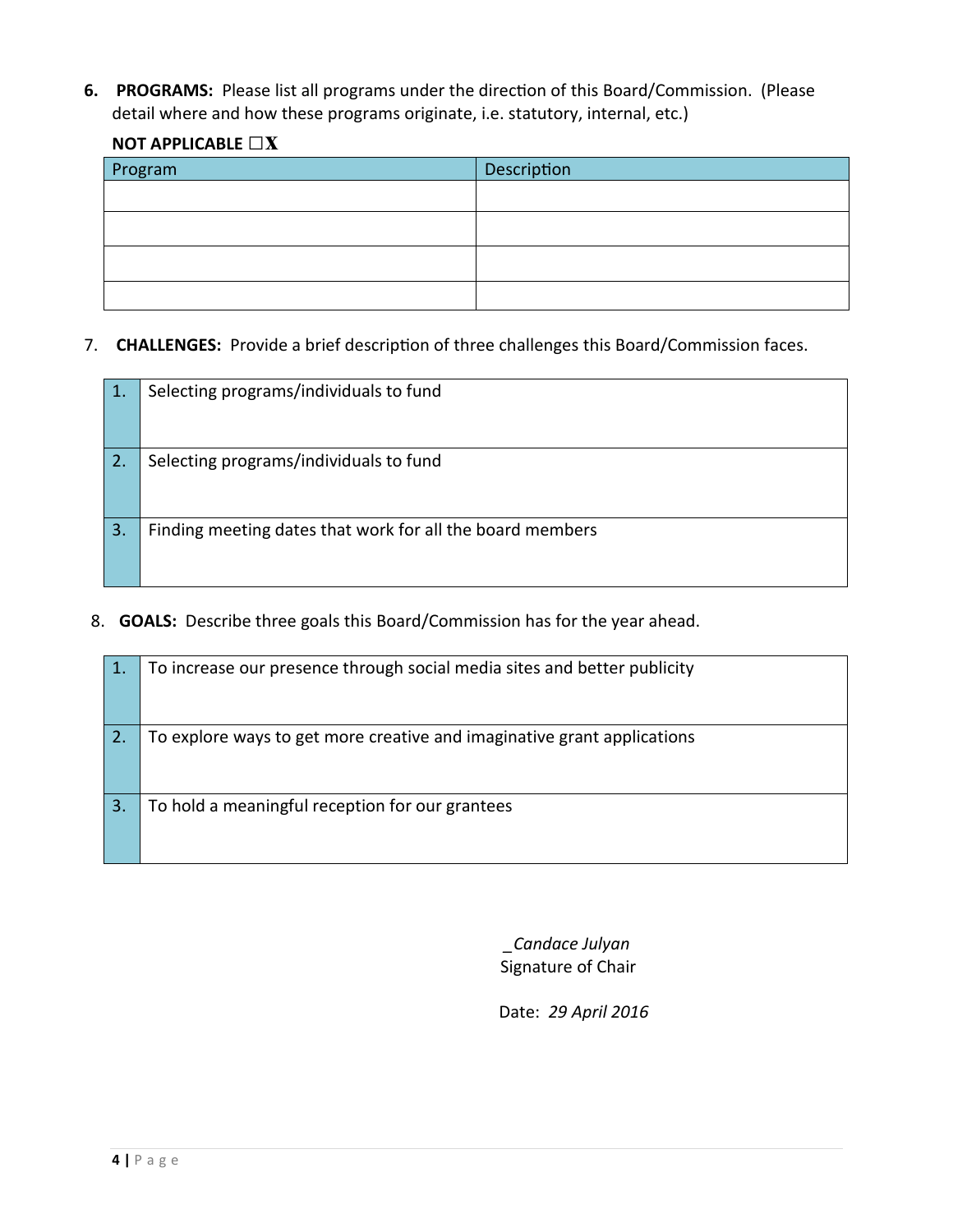6. **PROGRAMS:** Please list all programs under the direction of this Board/Commission. (Please detail where and how these programs originate, i.e. statutory, internal, etc.)

**NOT APPLICABLE** ☐**X**

| Program | Description |
|---|---|
| | |
| | |
| | |
| | |

7. **CHALLENGES:** Provide a brief description of three challenges this Board/Commission faces.

| | |
|---|---|
| 1. | Selecting programs/individuals to fund |
| 2. | Selecting programs/individuals to fund |
| 3. | Finding meeting dates that work for all the board members |

8. **GOALS:** Describe three goals this Board/Commission has for the year ahead.

| | |
|---|---|
| 1. | To increase our presence through social media sites and better publicity |
| 2. | To explore ways to get more creative and imaginative grant applications |
| 3. | To hold a meaningful reception for our grantees |

_*Candace Julyan*
Signature of Chair

Date: *29 April 2016*